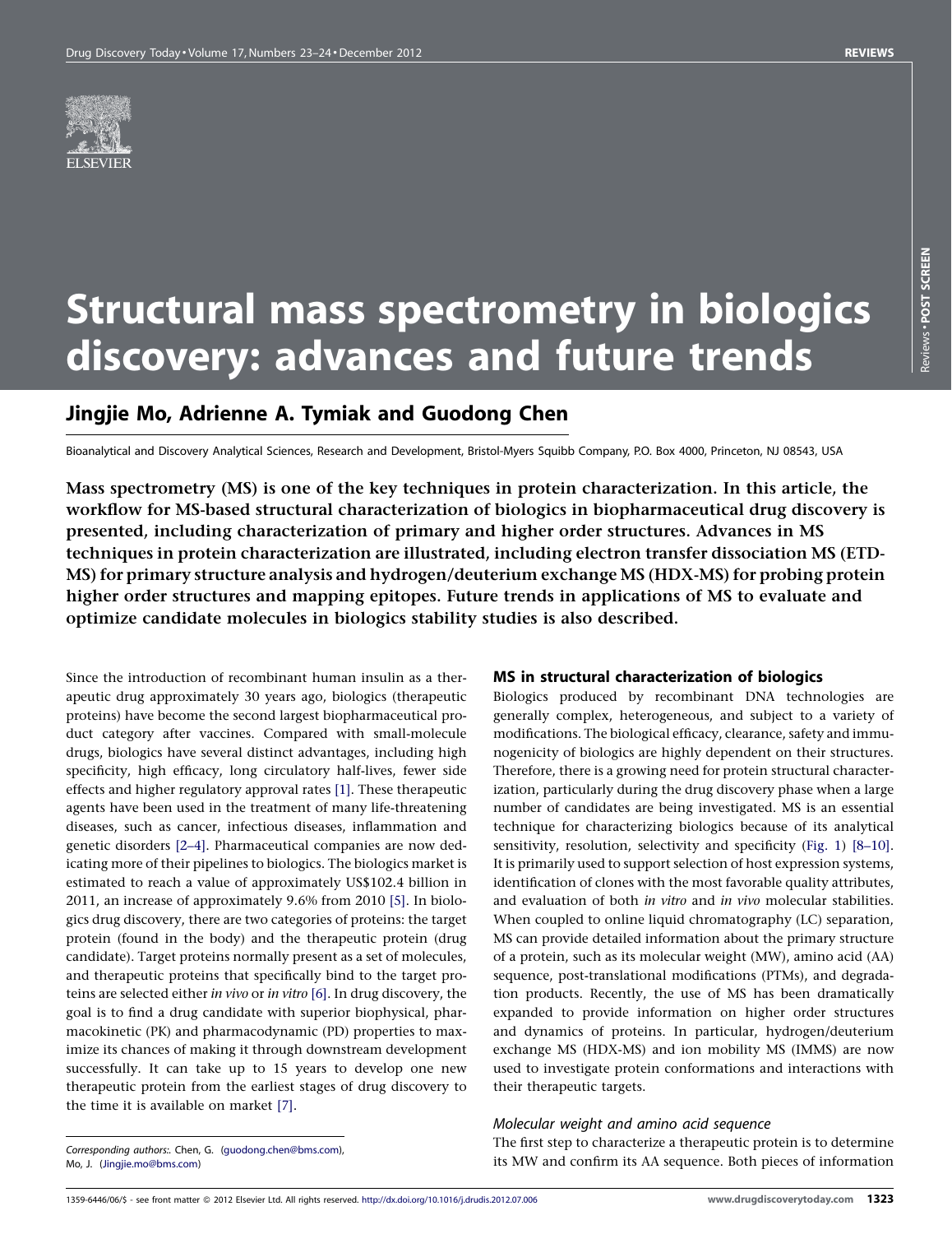# Structural mass spectrometry in biologics discovery: advances and future trends

## Jingjie Mo, Adrienne A. Tymiak and Guodong Chen

Bioanalytical and Discovery Analytical Sciences, Research and Development, Bristol-Myers Squibb Company, P.O. Box 4000, Princeton, NJ 08543, USA

**Mass spectrometry (MS) is one of the key techniques in protein characterization. In this article, the workflow for MS-based structural characterization of biologics in biopharmaceutical drug discovery is presented, including characterization of primary and higher order structures. Advances in MS techniques in protein characterization are illustrated, including electron transfer dissociation MS (ETD-MS) for primary structure analysis and hydrogen/deuterium exchange MS (HDX-MS) for probing protein higher order structures and mapping epitopes. Future trends in applications of MS to evaluate and optimize candidate molecules in biologics stability studies is also described.**

Since the introduction of recombinant human insulin as a therapeutic drug approximately 30 years ago, biologics (therapeutic proteins) have become the second largest biopharmaceutical product category after vaccines. Compared with small-molecule drugs, biologics have several distinct advantages, including high specificity, high efficacy, long circulatory half-lives, fewer side effects and higher regulatory approval rates [1]. These therapeutic agents have been used in the treatment of many life-threatening diseases, such as cancer, infectious diseases, inflammation and genetic disorders [2–4]. Pharmaceutical companies are now dedicating more of their pipelines to biologics. The biologics market is estimated to reach a value of approximately US$102.4 billion in 2011, an increase of approximately 9.6% from 2010 [5]. In biologics drug discovery, there are two categories of proteins: the target protein (found in the body) and the therapeutic protein (drug candidate). Target proteins normally present as a set of molecules, and therapeutic proteins that specifically bind to the target proteins are selected either *in vivo* or *in vitro* [6]. In drug discovery, the goal is to find a drug candidate with superior biophysical, pharmacokinetic (PK) and pharmacodynamic (PD) properties to maximize its chances of making it through downstream development successfully. It can take up to 15 years to develop one new therapeutic protein from the earliest stages of drug discovery to the time it is available on market [7].

## MS in structural characterization of biologics

Biologics produced by recombinant DNA technologies are generally complex, heterogeneous, and subject to a variety of modifications. The biological efficacy, clearance, safety and immunogenicity of biologics are highly dependent on their structures. Therefore, there is a growing need for protein structural characterization, particularly during the drug discovery phase when a large number of candidates are being investigated. MS is an essential technique for characterizing biologics because of its analytical sensitivity, resolution, selectivity and specificity (Fig. 1) [8–10]. It is primarily used to support selection of host expression systems, identification of clones with the most favorable quality attributes, and evaluation of both *in vitro* and *in vivo* molecular stabilities. When coupled to online liquid chromatography (LC) separation, MS can provide detailed information about the primary structure of a protein, such as its molecular weight (MW), amino acid (AA) sequence, post-translational modifications (PTMs), and degradation products. Recently, the use of MS has been dramatically expanded to provide information on higher order structures and dynamics of proteins. In particular, hydrogen/deuterium exchange MS (HDX-MS) and ion mobility MS (IMMS) are now used to investigate protein conformations and interactions with their therapeutic targets.

### *Molecular weight and amino acid sequence*

The first step to characterize a therapeutic protein is to determine its MW and confirm its AA sequence. Both pieces of information

---

*Corresponding authors:*. Chen, G. (guodong.chen@bms.com), Mo, J. (Jingjie.mo@bms.com)

1359-6446/06/$ - see front matter © 2012 Elsevier Ltd. All rights reserved. http://dx.doi.org/10.1016/j.drudis.2012.07.006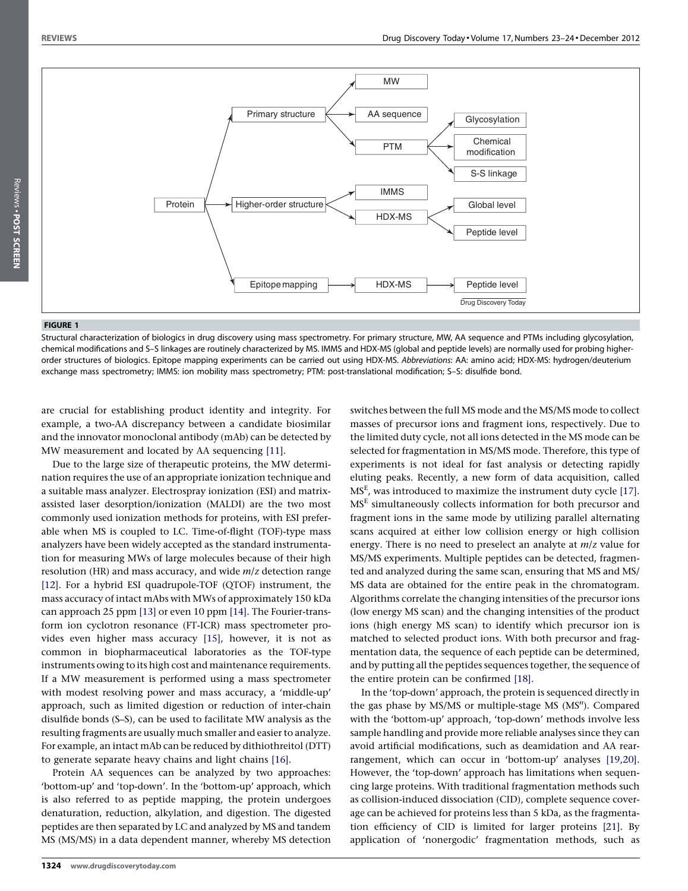**FIGURE 1**

Structural characterization of biologics in drug discovery using mass spectrometry. For primary structure, MW, AA sequence and PTMs including glycosylation, chemical modifications and S–S linkages are routinely characterized by MS. IMMS and HDX-MS (global and peptide levels) are normally used for probing higher-order structures of biologics. Epitope mapping experiments can be carried out using HDX-MS. *Abbreviations*: AA: amino acid; HDX-MS: hydrogen/deuterium exchange mass spectrometry; IMMS: ion mobility mass spectrometry; PTM: post-translational modification; S–S: disulfide bond.

are crucial for establishing product identity and integrity. For example, a two-AA discrepancy between a candidate biosimilar and the innovator monoclonal antibody (mAb) can be detected by MW measurement and located by AA sequencing [11].

Due to the large size of therapeutic proteins, the MW determination requires the use of an appropriate ionization technique and a suitable mass analyzer. Electrospray ionization (ESI) and matrix-assisted laser desorption/ionization (MALDI) are the two most commonly used ionization methods for proteins, with ESI preferable when MS is coupled to LC. Time-of-flight (TOF)-type mass analyzers have been widely accepted as the standard instrumentation for measuring MWs of large molecules because of their high resolution (HR) and mass accuracy, and wide $m/z$ detection range [12]. For a hybrid ESI quadrupole-TOF (QTOF) instrument, the mass accuracy of intact mAbs with MWs of approximately 150 kDa can approach 25 ppm [13] or even 10 ppm [14]. The Fourier-transform ion cyclotron resonance (FT-ICR) mass spectrometer provides even higher mass accuracy [15], however, it is not as common in biopharmaceutical laboratories as the TOF-type instruments owing to its high cost and maintenance requirements. If a MW measurement is performed using a mass spectrometer with modest resolving power and mass accuracy, a 'middle-up' approach, such as limited digestion or reduction of inter-chain disulfide bonds (S–S), can be used to facilitate MW analysis as the resulting fragments are usually much smaller and easier to analyze. For example, an intact mAb can be reduced by dithiothreitol (DTT) to generate separate heavy chains and light chains [16].

Protein AA sequences can be analyzed by two approaches: 'bottom-up' and 'top-down'. In the 'bottom-up' approach, which is also referred to as peptide mapping, the protein undergoes denaturation, reduction, alkylation, and digestion. The digested peptides are then separated by LC and analyzed by MS and tandem MS (MS/MS) in a data dependent manner, whereby MS detection switches between the full MS mode and the MS/MS mode to collect masses of precursor ions and fragment ions, respectively. Due to the limited duty cycle, not all ions detected in the MS mode can be selected for fragmentation in MS/MS mode. Therefore, this type of experiments is not ideal for fast analysis or detecting rapidly eluting peaks. Recently, a new form of data acquisition, called $MS^E$, was introduced to maximize the instrument duty cycle [17]. $MS^E$ simultaneously collects information for both precursor and fragment ions in the same mode by utilizing parallel alternating scans acquired at either low collision energy or high collision energy. There is no need to preselect an analyte at $m/z$ value for MS/MS experiments. Multiple peptides can be detected, fragmented and analyzed during the same scan, ensuring that MS and MS/MS data are obtained for the entire peak in the chromatogram. Algorithms correlate the changing intensities of the precursor ions (low energy MS scan) and the changing intensities of the product ions (high energy MS scan) to identify which precursor ion is matched to selected product ions. With both precursor and fragmentation data, the sequence of each peptide can be determined, and by putting all the peptides sequences together, the sequence of the entire protein can be confirmed [18].

In the 'top-down' approach, the protein is sequenced directly in the gas phase by MS/MS or multiple-stage MS ($MS^n$). Compared with the 'bottom-up' approach, 'top-down' methods involve less sample handling and provide more reliable analyses since they can avoid artificial modifications, such as deamidation and AA rearrangement, which can occur in 'bottom-up' analyses [19,20]. However, the 'top-down' approach has limitations when sequencing large proteins. With traditional fragmentation methods such as collision-induced dissociation (CID), complete sequence coverage can be achieved for proteins less than 5 kDa, as the fragmentation efficiency of CID is limited for larger proteins [21]. By application of 'nonergodic' fragmentation methods, such as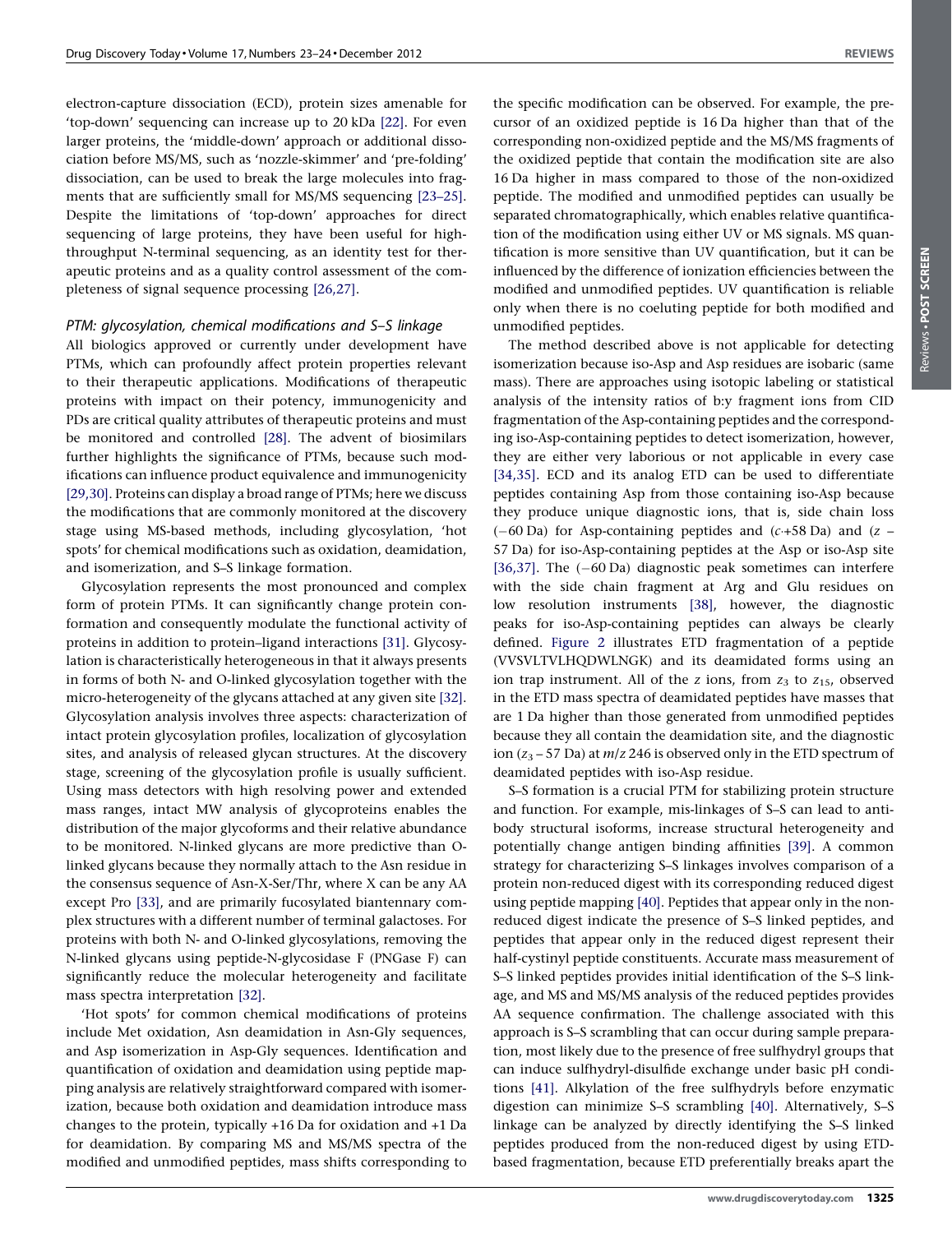electron-capture dissociation (ECD), protein sizes amenable for 'top-down' sequencing can increase up to 20 kDa [22]. For even larger proteins, the 'middle-down' approach or additional dissociation before MS/MS, such as 'nozzle-skimmer' and 'pre-folding' dissociation, can be used to break the large molecules into fragments that are sufficiently small for MS/MS sequencing [23–25]. Despite the limitations of 'top-down' approaches for direct sequencing of large proteins, they have been useful for high-throughput N-terminal sequencing, as an identity test for therapeutic proteins and as a quality control assessment of the completeness of signal sequence processing [26,27].

### *PTM: glycosylation, chemical modifications and S–S linkage*

All biologics approved or currently under development have PTMs, which can profoundly affect protein properties relevant to their therapeutic applications. Modifications of therapeutic proteins with impact on their potency, immunogenicity and PDs are critical quality attributes of therapeutic proteins and must be monitored and controlled [28]. The advent of biosimilars further highlights the significance of PTMs, because such modifications can influence product equivalence and immunogenicity [29,30]. Proteins can display a broad range of PTMs; here we discuss the modifications that are commonly monitored at the discovery stage using MS-based methods, including glycosylation, 'hot spots' for chemical modifications such as oxidation, deamidation, and isomerization, and S–S linkage formation.

Glycosylation represents the most pronounced and complex form of protein PTMs. It can significantly change protein conformation and consequently modulate the functional activity of proteins in addition to protein–ligand interactions [31]. Glycosylation is characteristically heterogeneous in that it always presents in forms of both N- and O-linked glycosylation together with the micro-heterogeneity of the glycans attached at any given site [32]. Glycosylation analysis involves three aspects: characterization of intact protein glycosylation profiles, localization of glycosylation sites, and analysis of released glycan structures. At the discovery stage, screening of the glycosylation profile is usually sufficient. Using mass detectors with high resolving power and extended mass ranges, intact MW analysis of glycoproteins enables the distribution of the major glycoforms and their relative abundance to be monitored. N-linked glycans are more predictive than O-linked glycans because they normally attach to the Asn residue in the consensus sequence of Asn-X-Ser/Thr, where X can be any AA except Pro [33], and are primarily fucosylated biantennary complex structures with a different number of terminal galactoses. For proteins with both N- and O-linked glycosylations, removing the N-linked glycans using peptide-N-glycosidase F (PNGase F) can significantly reduce the molecular heterogeneity and facilitate mass spectra interpretation [32].

'Hot spots' for common chemical modifications of proteins include Met oxidation, Asn deamidation in Asn-Gly sequences, and Asp isomerization in Asp-Gly sequences. Identification and quantification of oxidation and deamidation using peptide mapping analysis are relatively straightforward compared with isomerization, because both oxidation and deamidation introduce mass changes to the protein, typically +16 Da for oxidation and +1 Da for deamidation. By comparing MS and MS/MS spectra of the modified and unmodified peptides, mass shifts corresponding to the specific modification can be observed. For example, the precursor of an oxidized peptide is 16 Da higher than that of the corresponding non-oxidized peptide and the MS/MS fragments of the oxidized peptide that contain the modification site are also 16 Da higher in mass compared to those of the non-oxidized peptide. The modified and unmodified peptides can usually be separated chromatographically, which enables relative quantification of the modification using either UV or MS signals. MS quantification is more sensitive than UV quantification, but it can be influenced by the difference of ionization efficiencies between the modified and unmodified peptides. UV quantification is reliable only when there is no coeluting peptide for both modified and unmodified peptides.

The method described above is not applicable for detecting isomerization because iso-Asp and Asp residues are isobaric (same mass). There are approaches using isotopic labeling or statistical analysis of the intensity ratios of b:y fragment ions from CID fragmentation of the Asp-containing peptides and the corresponding iso-Asp-containing peptides to detect isomerization, however, they are either very laborious or not applicable in every case [34,35]. ECD and its analog ETD can be used to differentiate peptides containing Asp from those containing iso-Asp because they produce unique diagnostic ions, that is, side chain loss (−60 Da) for Asp-containing peptides and ($c$·+58 Da) and ($z$ − 57 Da) for iso-Asp-containing peptides at the Asp or iso-Asp site [36,37]. The (−60 Da) diagnostic peak sometimes can interfere with the side chain fragment at Arg and Glu residues on low resolution instruments [38], however, the diagnostic peaks for iso-Asp-containing peptides can always be clearly defined. Figure 2 illustrates ETD fragmentation of a peptide (VVSVLTVLHQDWLNGK) and its deamidated forms using an ion trap instrument. All of the $z$ ions, from $z_3$ to $z_{15}$, observed in the ETD mass spectra of deamidated peptides have masses that are 1 Da higher than those generated from unmodified peptides because they all contain the deamidation site, and the diagnostic ion ($z_3$ − 57 Da) at $m/z$ 246 is observed only in the ETD spectrum of deamidated peptides with iso-Asp residue.

S–S formation is a crucial PTM for stabilizing protein structure and function. For example, mis-linkages of S–S can lead to antibody structural isoforms, increase structural heterogeneity and potentially change antigen binding affinities [39]. A common strategy for characterizing S–S linkages involves comparison of a protein non-reduced digest with its corresponding reduced digest using peptide mapping [40]. Peptides that appear only in the non-reduced digest indicate the presence of S–S linked peptides, and peptides that appear only in the reduced digest represent their half-cystinyl peptide constituents. Accurate mass measurement of S–S linked peptides provides initial identification of the S–S linkage, and MS and MS/MS analysis of the reduced peptides provides AA sequence confirmation. The challenge associated with this approach is S–S scrambling that can occur during sample preparation, most likely due to the presence of free sulfhydryl groups that can induce sulfhydryl-disulfide exchange under basic pH conditions [41]. Alkylation of the free sulfhydryls before enzymatic digestion can minimize S–S scrambling [40]. Alternatively, S–S linkage can be analyzed by directly identifying the S–S linked peptides produced from the non-reduced digest by using ETD-based fragmentation, because ETD preferentially breaks apart the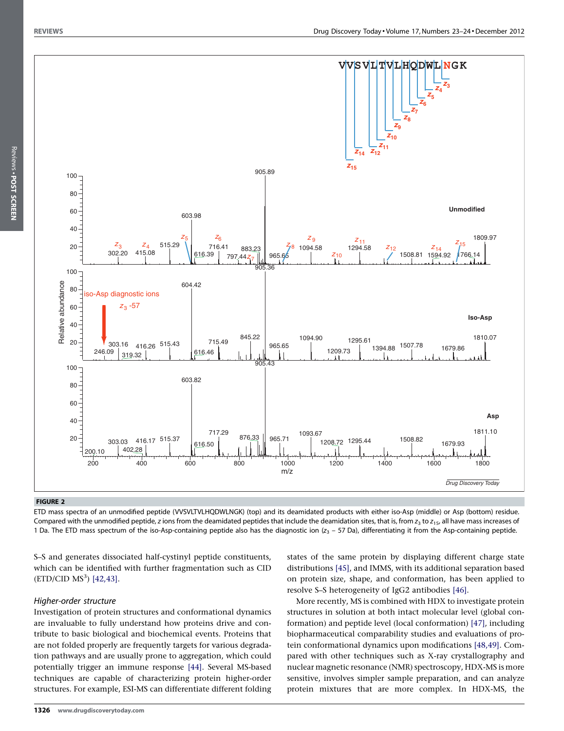**FIGURE 2**

ETD mass spectra of an unmodified peptide (VVSVLTVLHQDWLNGK) (top) and its deamidated products with either iso-Asp (middle) or Asp (bottom) residue. Compared with the unmodified peptide, *z* ions from the deamidated peptides that include the deamidation sites, that is, from $z_3$ to $z_{15}$, all have mass increases of 1 Da. The ETD mass spectrum of the iso-Asp-containing peptide also has the diagnostic ion ($z_3$ − 57 Da), differentiating it from the Asp-containing peptide.

S–S and generates dissociated half-cystinyl peptide constituents, which can be identified with further fragmentation such as CID (ETD/CID $MS^3$) [42,43].

### *Higher-order structure*

Investigation of protein structures and conformational dynamics are invaluable to fully understand how proteins drive and contribute to basic biological and biochemical events. Proteins that are not folded properly are frequently targets for various degradation pathways and are usually prone to aggregation, which could potentially trigger an immune response [44]. Several MS-based techniques are capable of characterizing protein higher-order structures. For example, ESI-MS can differentiate different folding states of the same protein by displaying different charge state distributions [45], and IMMS, with its additional separation based on protein size, shape, and conformation, has been applied to resolve S–S heterogeneity of IgG2 antibodies [46].

More recently, MS is combined with HDX to investigate protein structures in solution at both intact molecular level (global conformation) and peptide level (local conformation) [47], including biopharmaceutical comparability studies and evaluations of protein conformational dynamics upon modifications [48,49]. Compared with other techniques such as X-ray crystallography and nuclear magnetic resonance (NMR) spectroscopy, HDX-MS is more sensitive, involves simpler sample preparation, and can analyze protein mixtures that are more complex. In HDX-MS, the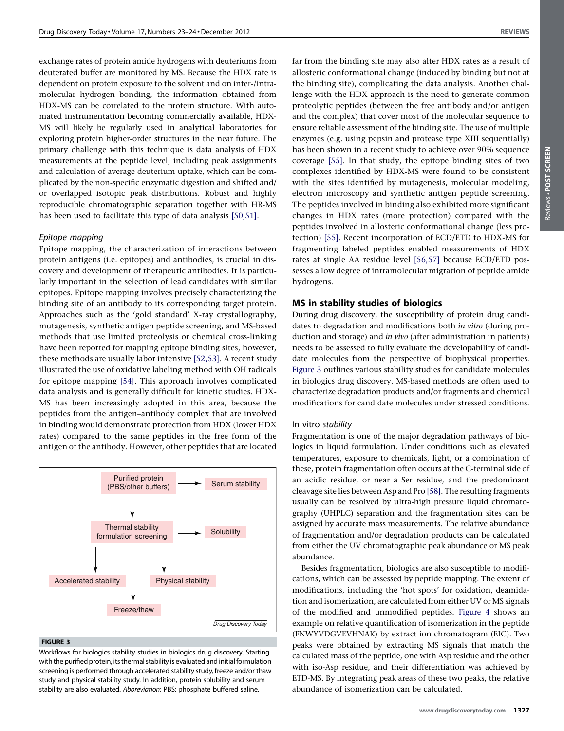exchange rates of protein amide hydrogens with deuteriums from deuterated buffer are monitored by MS. Because the HDX rate is dependent on protein exposure to the solvent and on inter-/intra-molecular hydrogen bonding, the information obtained from HDX-MS can be correlated to the protein structure. With automated instrumentation becoming commercially available, HDX-MS will likely be regularly used in analytical laboratories for exploring protein higher-order structures in the near future. The primary challenge with this technique is data analysis of HDX measurements at the peptide level, including peak assignments and calculation of average deuterium uptake, which can be complicated by the non-specific enzymatic digestion and shifted and/or overlapped isotopic peak distributions. Robust and highly reproducible chromatographic separation together with HR-MS has been used to facilitate this type of data analysis [50,51].

### *Epitope mapping*

Epitope mapping, the characterization of interactions between protein antigens (i.e. epitopes) and antibodies, is crucial in discovery and development of therapeutic antibodies. It is particularly important in the selection of lead candidates with similar epitopes. Epitope mapping involves precisely characterizing the binding site of an antibody to its corresponding target protein. Approaches such as the 'gold standard' X-ray crystallography, mutagenesis, synthetic antigen peptide screening, and MS-based methods that use limited proteolysis or chemical cross-linking have been reported for mapping epitope binding sites, however, these methods are usually labor intensive [52,53]. A recent study illustrated the use of oxidative labeling method with OH radicals for epitope mapping [54]. This approach involves complicated data analysis and is generally difficult for kinetic studies. HDX-MS has been increasingly adopted in this area, because the peptides from the antigen–antibody complex that are involved in binding would demonstrate protection from HDX (lower HDX rates) compared to the same peptides in the free form of the antigen or the antibody. However, other peptides that are located far from the binding site may also alter HDX rates as a result of allosteric conformational change (induced by binding but not at the binding site), complicating the data analysis. Another challenge with the HDX approach is the need to generate common proteolytic peptides (between the free antibody and/or antigen and the complex) that cover most of the molecular sequence to ensure reliable assessment of the binding site. The use of multiple enzymes (e.g. using pepsin and protease type XIII sequentially) has been shown in a recent study to achieve over 90% sequence coverage [55]. In that study, the epitope binding sites of two complexes identified by HDX-MS were found to be consistent with the sites identified by mutagenesis, molecular modeling, electron microscopy and synthetic antigen peptide screening. The peptides involved in binding also exhibited more significant changes in HDX rates (more protection) compared with the peptides involved in allosteric conformational change (less protection) [55]. Recent incorporation of ECD/ETD to HDX-MS for fragmenting labeled peptides enabled measurements of HDX rates at single AA residue level [56,57] because ECD/ETD possesses a low degree of intramolecular migration of peptide amide hydrogens.

## MS in stability studies of biologics

During drug discovery, the susceptibility of protein drug candidates to degradation and modifications both *in vitro* (during production and storage) and *in vivo* (after administration in patients) needs to be assessed to fully evaluate the developability of candidate molecules from the perspective of biophysical properties. Figure 3 outlines various stability studies for candidate molecules in biologics drug discovery. MS-based methods are often used to characterize degradation products and/or fragments and chemical modifications for candidate molecules under stressed conditions.

Purified protein (PBS/other buffers) → Serum stability

↓

Thermal stability formulation screening → Solubility

↓ Accelerated stability | ↓ Freeze/thaw | ↓ Physical stability

**FIGURE 3**

Workflows for biologics stability studies in biologics drug discovery. Starting with the purified protein, its thermal stability is evaluated and initial formulation screening is performed through accelerated stability study, freeze and/or thaw study and physical stability study. In addition, protein solubility and serum stability are also evaluated. *Abbreviation*: PBS: phosphate buffered saline.

### In vitro *stability*

Fragmentation is one of the major degradation pathways of biologics in liquid formulation. Under conditions such as elevated temperatures, exposure to chemicals, light, or a combination of these, protein fragmentation often occurs at the C-terminal side of an acidic residue, or near a Ser residue, and the predominant cleavage site lies between Asp and Pro [58]. The resulting fragments usually can be resolved by ultra-high pressure liquid chromatography (UHPLC) separation and the fragmentation sites can be assigned by accurate mass measurements. The relative abundance of fragmentation and/or degradation products can be calculated from either the UV chromatographic peak abundance or MS peak abundance.

Besides fragmentation, biologics are also susceptible to modifications, which can be assessed by peptide mapping. The extent of modifications, including the 'hot spots' for oxidation, deamidation and isomerization, are calculated from either UV or MS signals of the modified and unmodified peptides. Figure 4 shows an example on relative quantification of isomerization in the peptide (FNWYVDGVEVHNAK) by extract ion chromatogram (EIC). Two peaks were obtained by extracting MS signals that match the calculated mass of the peptide, one with Asp residue and the other with iso-Asp residue, and their differentiation was achieved by ETD-MS. By integrating peak areas of these two peaks, the relative abundance of isomerization can be calculated.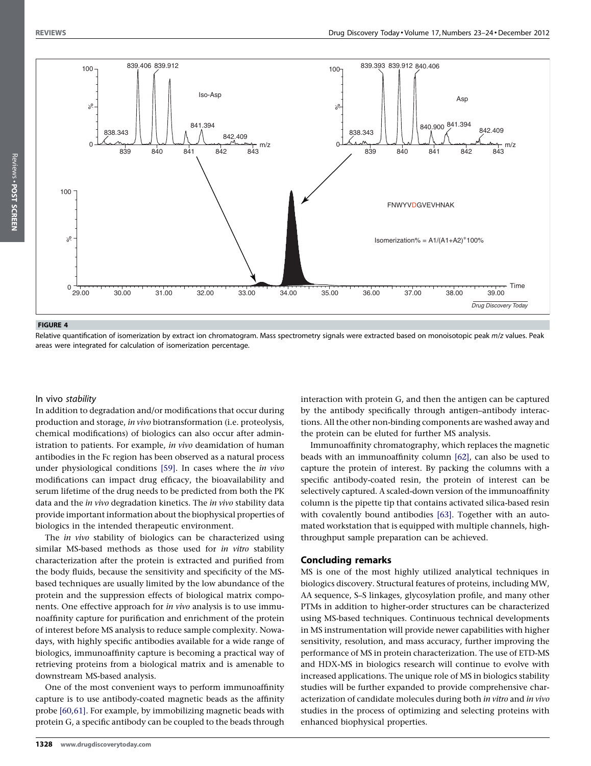839.406 839.912

Iso-Asp

838.343

841.394

842.409

839.393 839.912 840.406

Asp

838.343

840.900 841.394

842.409

FNWYVDGVEVHNAK

Isomerization% = A1/(A1+A2)*100%

**FIGURE 4**

Relative quantification of isomerization by extract ion chromatogram. Mass spectrometry signals were extracted based on monoisotopic peak *m/z* values. Peak areas were integrated for calculation of isomerization percentage.

### In vivo *stability*

In addition to degradation and/or modifications that occur during production and storage, *in vivo* biotransformation (i.e. proteolysis, chemical modifications) of biologics can also occur after administration to patients. For example, *in vivo* deamidation of human antibodies in the Fc region has been observed as a natural process under physiological conditions [59]. In cases where the *in vivo* modifications can impact drug efficacy, the bioavailability and serum lifetime of the drug needs to be predicted from both the PK data and the *in vivo* degradation kinetics. The *in vivo* stability data provide important information about the biophysical properties of biologics in the intended therapeutic environment.

The *in vivo* stability of biologics can be characterized using similar MS-based methods as those used for *in vitro* stability characterization after the protein is extracted and purified from the body fluids, because the sensitivity and specificity of the MS-based techniques are usually limited by the low abundance of the protein and the suppression effects of biological matrix components. One effective approach for *in vivo* analysis is to use immunoaffinity capture for purification and enrichment of the protein of interest before MS analysis to reduce sample complexity. Nowadays, with highly specific antibodies available for a wide range of biologics, immunoaffinity capture is becoming a practical way of retrieving proteins from a biological matrix and is amenable to downstream MS-based analysis.

One of the most convenient ways to perform immunoaffinity capture is to use antibody-coated magnetic beads as the affinity probe [60,61]. For example, by immobilizing magnetic beads with protein G, a specific antibody can be coupled to the beads through interaction with protein G, and then the antigen can be captured by the antibody specifically through antigen–antibody interactions. All the other non-binding components are washed away and the protein can be eluted for further MS analysis.

Immunoaffinity chromatography, which replaces the magnetic beads with an immunoaffinity column [62], can also be used to capture the protein of interest. By packing the columns with a specific antibody-coated resin, the protein of interest can be selectively captured. A scaled-down version of the immunoaffinity column is the pipette tip that contains activated silica-based resin with covalently bound antibodies [63]. Together with an automated workstation that is equipped with multiple channels, high-throughput sample preparation can be achieved.

## Concluding remarks

MS is one of the most highly utilized analytical techniques in biologics discovery. Structural features of proteins, including MW, AA sequence, S–S linkages, glycosylation profile, and many other PTMs in addition to higher-order structures can be characterized using MS-based techniques. Continuous technical developments in MS instrumentation will provide newer capabilities with higher sensitivity, resolution, and mass accuracy, further improving the performance of MS in protein characterization. The use of ETD-MS and HDX-MS in biologics research will continue to evolve with increased applications. The unique role of MS in biologics stability studies will be further expanded to provide comprehensive characterization of candidate molecules during both *in vitro* and *in vivo* studies in the process of optimizing and selecting proteins with enhanced biophysical properties.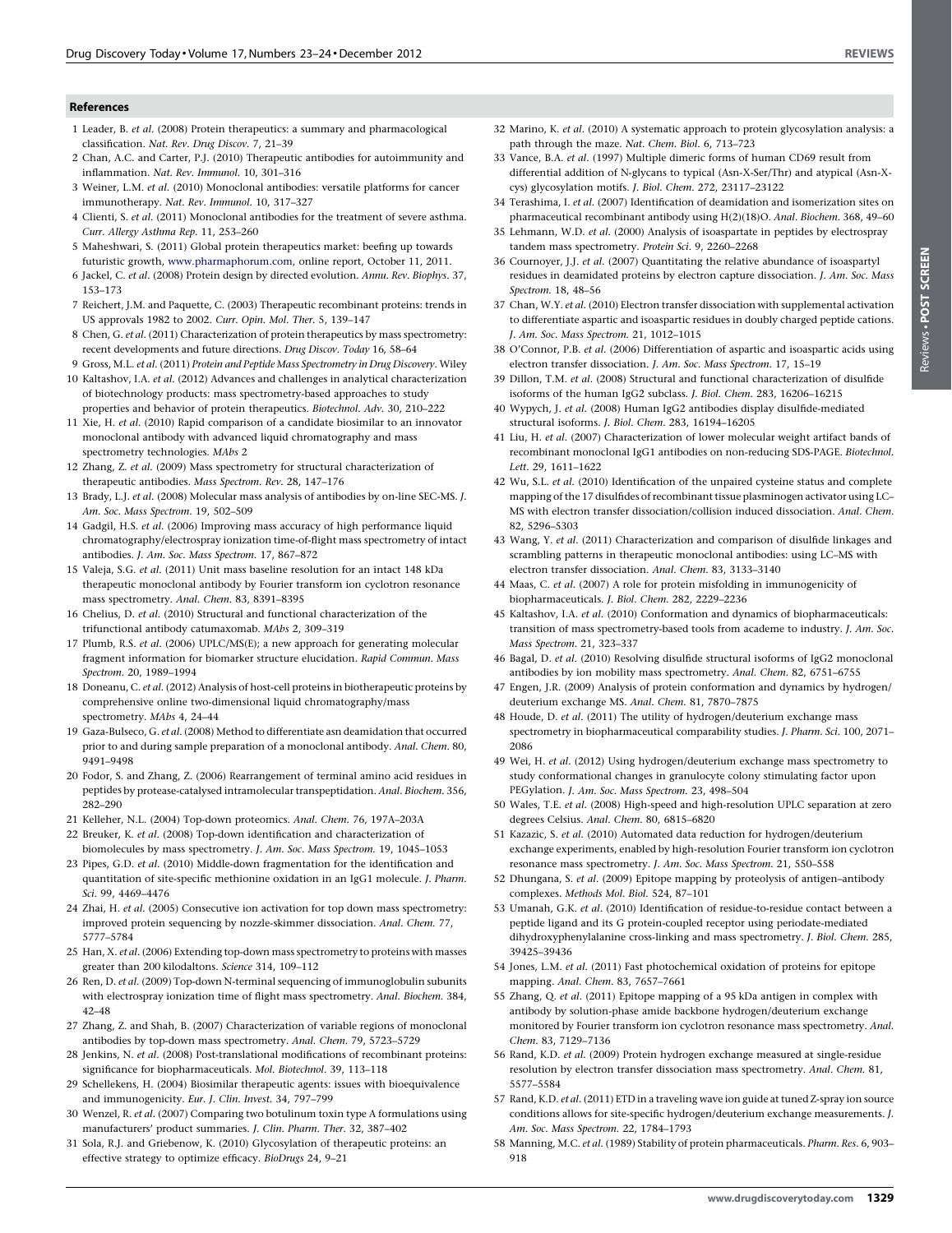## References

1 Leader, B. *et al.* (2008) Protein therapeutics: a summary and pharmacological classification. *Nat. Rev. Drug Discov.* 7, 21–39

2 Chan, A.C. and Carter, P.J. (2010) Therapeutic antibodies for autoimmunity and inflammation. *Nat. Rev. Immunol.* 10, 301–316

3 Weiner, L.M. *et al.* (2010) Monoclonal antibodies: versatile platforms for cancer immunotherapy. *Nat. Rev. Immunol.* 10, 317–327

4 Clienti, S. *et al.* (2011) Monoclonal antibodies for the treatment of severe asthma. *Curr. Allergy Asthma Rep.* 11, 253–260

5 Maheshwari, S. (2011) Global protein therapeutics market: beefing up towards futuristic growth, www.pharmaphorum.com, online report, October 11, 2011.

6 Jackel, C. *et al.* (2008) Protein design by directed evolution. *Annu. Rev. Biophys.* 37, 153–173

7 Reichert, J.M. and Paquette, C. (2003) Therapeutic recombinant proteins: trends in US approvals 1982 to 2002. *Curr. Opin. Mol. Ther.* 5, 139–147

8 Chen, G. *et al.* (2011) Characterization of protein therapeutics by mass spectrometry: recent developments and future directions. *Drug Discov. Today* 16, 58–64

9 Gross, M.L. *et al.* (2011) *Protein and Peptide Mass Spectrometry in Drug Discovery*. Wiley

10 Kaltashov, I.A. *et al.* (2012) Advances and challenges in analytical characterization of biotechnology products: mass spectrometry-based approaches to study properties and behavior of protein therapeutics. *Biotechnol. Adv.* 30, 210–222

11 Xie, H. *et al.* (2010) Rapid comparison of a candidate biosimilar to an innovator monoclonal antibody with advanced liquid chromatography and mass spectrometry technologies. *MAbs* 2

12 Zhang, Z. *et al.* (2009) Mass spectrometry for structural characterization of therapeutic antibodies. *Mass Spectrom. Rev.* 28, 147–176

13 Brady, L.J. *et al.* (2008) Molecular mass analysis of antibodies by on-line SEC-MS. *J. Am. Soc. Mass Spectrom.* 19, 502–509

14 Gadgil, H.S. *et al.* (2006) Improving mass accuracy of high performance liquid chromatography/electrospray ionization time-of-flight mass spectrometry of intact antibodies. *J. Am. Soc. Mass Spectrom.* 17, 867–872

15 Valeja, S.G. *et al.* (2011) Unit mass baseline resolution for an intact 148 kDa therapeutic monoclonal antibody by Fourier transform ion cyclotron resonance mass spectrometry. *Anal. Chem.* 83, 8391–8395

16 Chelius, D. *et al.* (2010) Structural and functional characterization of the trifunctional antibody catumaxomab. *MAbs* 2, 309–319

17 Plumb, R.S. *et al.* (2006) UPLC/MS(E); a new approach for generating molecular fragment information for biomarker structure elucidation. *Rapid Commun. Mass Spectrom.* 20, 1989–1994

18 Doneanu, C. *et al.* (2012) Analysis of host-cell proteins in biotherapeutic proteins by comprehensive online two-dimensional liquid chromatography/mass spectrometry. *MAbs* 4, 24–44

19 Gaza-Bulseco, G. *et al.* (2008) Method to differentiate asn deamidation that occurred prior to and during sample preparation of a monoclonal antibody. *Anal. Chem.* 80, 9491–9498

20 Fodor, S. and Zhang, Z. (2006) Rearrangement of terminal amino acid residues in peptides by protease-catalysed intramolecular transpeptidation. *Anal. Biochem.* 356, 282–290

21 Kelleher, N.L. (2004) Top-down proteomics. *Anal. Chem.* 76, 197A–203A

22 Breuker, K. *et al.* (2008) Top-down identification and characterization of biomolecules by mass spectrometry. *J. Am. Soc. Mass Spectrom.* 19, 1045–1053

23 Pipes, G.D. *et al.* (2010) Middle-down fragmentation for the identification and quantitation of site-specific methionine oxidation in an IgG1 molecule. *J. Pharm. Sci.* 99, 4469–4476

24 Zhai, H. *et al.* (2005) Consecutive ion activation for top down mass spectrometry: improved protein sequencing by nozzle-skimmer dissociation. *Anal. Chem.* 77, 5777–5784

25 Han, X. *et al.* (2006) Extending top-down mass spectrometry to proteins with masses greater than 200 kilodaltons. *Science* 314, 109–112

26 Ren, D. *et al.* (2009) Top-down N-terminal sequencing of immunoglobulin subunits with electrospray ionization time of flight mass spectrometry. *Anal. Biochem.* 384, 42–48

27 Zhang, Z. and Shah, B. (2007) Characterization of variable regions of monoclonal antibodies by top-down mass spectrometry. *Anal. Chem.* 79, 5723–5729

28 Jenkins, N. *et al.* (2008) Post-translational modifications of recombinant proteins: significance for biopharmaceuticals. *Mol. Biotechnol.* 39, 113–118

29 Schellekens, H. (2004) Biosimilar therapeutic agents: issues with bioequivalence and immunogenicity. *Eur. J. Clin. Invest.* 34, 797–799

30 Wenzel, R. *et al.* (2007) Comparing two botulinum toxin type A formulations using manufacturers' product summaries. *J. Clin. Pharm. Ther.* 32, 387–402

31 Sola, R.J. and Griebenow, K. (2010) Glycosylation of therapeutic proteins: an effective strategy to optimize efficacy. *BioDrugs* 24, 9–21

32 Marino, K. *et al.* (2010) A systematic approach to protein glycosylation analysis: a path through the maze. *Nat. Chem. Biol.* 6, 713–723

33 Vance, B.A. *et al.* (1997) Multiple dimeric forms of human CD69 result from differential addition of N-glycans to typical (Asn-X-Ser/Thr) and atypical (Asn-X-cys) glycosylation motifs. *J. Biol. Chem.* 272, 23117–23122

34 Terashima, I. *et al.* (2007) Identification of deamidation and isomerization sites on pharmaceutical recombinant antibody using H(2)(18)O. *Anal. Biochem.* 368, 49–60

35 Lehmann, W.D. *et al.* (2000) Analysis of isoaspartate in peptides by electrospray tandem mass spectrometry. *Protein Sci.* 9, 2260–2268

36 Cournoyer, J.J. *et al.* (2007) Quantitating the relative abundance of isoaspartyl residues in deamidated proteins by electron capture dissociation. *J. Am. Soc. Mass Spectrom.* 18, 48–56

37 Chan, W.Y. *et al.* (2010) Electron transfer dissociation with supplemental activation to differentiate aspartic and isoaspartic residues in doubly charged peptide cations. *J. Am. Soc. Mass Spectrom.* 21, 1012–1015

38 O'Connor, P.B. *et al.* (2006) Differentiation of aspartic and isoaspartic acids using electron transfer dissociation. *J. Am. Soc. Mass Spectrom.* 17, 15–19

39 Dillon, T.M. *et al.* (2008) Structural and functional characterization of disulfide isoforms of the human IgG2 subclass. *J. Biol. Chem.* 283, 16206–16215

40 Wypych, J. *et al.* (2008) Human IgG2 antibodies display disulfide-mediated structural isoforms. *J. Biol. Chem.* 283, 16194–16205

41 Liu, H. *et al.* (2007) Characterization of lower molecular weight artifact bands of recombinant monoclonal IgG1 antibodies on non-reducing SDS-PAGE. *Biotechnol. Lett.* 29, 1611–1622

42 Wu, S.L. *et al.* (2010) Identification of the unpaired cysteine status and complete mapping of the 17 disulfides of recombinant tissue plasminogen activator using LC–MS with electron transfer dissociation/collision induced dissociation. *Anal. Chem.* 82, 5296–5303

43 Wang, Y. *et al.* (2011) Characterization and comparison of disulfide linkages and scrambling patterns in therapeutic monoclonal antibodies: using LC–MS with electron transfer dissociation. *Anal. Chem.* 83, 3133–3140

44 Maas, C. *et al.* (2007) A role for protein misfolding in immunogenicity of biopharmaceuticals. *J. Biol. Chem.* 282, 2229–2236

45 Kaltashov, I.A. *et al.* (2010) Conformation and dynamics of biopharmaceuticals: transition of mass spectrometry-based tools from academe to industry. *J. Am. Soc. Mass Spectrom.* 21, 323–337

46 Bagal, D. *et al.* (2010) Resolving disulfide structural isoforms of IgG2 monoclonal antibodies by ion mobility mass spectrometry. *Anal. Chem.* 82, 6751–6755

47 Engen, J.R. (2009) Analysis of protein conformation and dynamics by hydrogen/deuterium exchange MS. *Anal. Chem.* 81, 7870–7875

48 Houde, D. *et al.* (2011) The utility of hydrogen/deuterium exchange mass spectrometry in biopharmaceutical comparability studies. *J. Pharm. Sci.* 100, 2071–2086

49 Wei, H. *et al.* (2012) Using hydrogen/deuterium exchange mass spectrometry to study conformational changes in granulocyte colony stimulating factor upon PEGylation. *J. Am. Soc. Mass Spectrom.* 23, 498–504

50 Wales, T.E. *et al.* (2008) High-speed and high-resolution UPLC separation at zero degrees Celsius. *Anal. Chem.* 80, 6815–6820

51 Kazazic, S. *et al.* (2010) Automated data reduction for hydrogen/deuterium exchange experiments, enabled by high-resolution Fourier transform ion cyclotron resonance mass spectrometry. *J. Am. Soc. Mass Spectrom.* 21, 550–558

52 Dhungana, S. *et al.* (2009) Epitope mapping by proteolysis of antigen–antibody complexes. *Methods Mol. Biol.* 524, 87–101

53 Umanah, G.K. *et al.* (2010) Identification of residue-to-residue contact between a peptide ligand and its G protein-coupled receptor using periodate-mediated dihydroxyphenylalanine cross-linking and mass spectrometry. *J. Biol. Chem.* 285, 39425–39436

54 Jones, L.M. *et al.* (2011) Fast photochemical oxidation of proteins for epitope mapping. *Anal. Chem.* 83, 7657–7661

55 Zhang, Q. *et al.* (2011) Epitope mapping of a 95 kDa antigen in complex with antibody by solution-phase amide backbone hydrogen/deuterium exchange monitored by Fourier transform ion cyclotron resonance mass spectrometry. *Anal. Chem.* 83, 7129–7136

56 Rand, K.D. *et al.* (2009) Protein hydrogen exchange measured at single-residue resolution by electron transfer dissociation mass spectrometry. *Anal. Chem.* 81, 5577–5584

57 Rand, K.D. *et al.* (2011) ETD in a traveling wave ion guide at tuned Z-spray ion source conditions allows for site-specific hydrogen/deuterium exchange measurements. *J. Am. Soc. Mass Spectrom.* 22, 1784–1793

58 Manning, M.C. *et al.* (1989) Stability of protein pharmaceuticals. *Pharm. Res.* 6, 903–918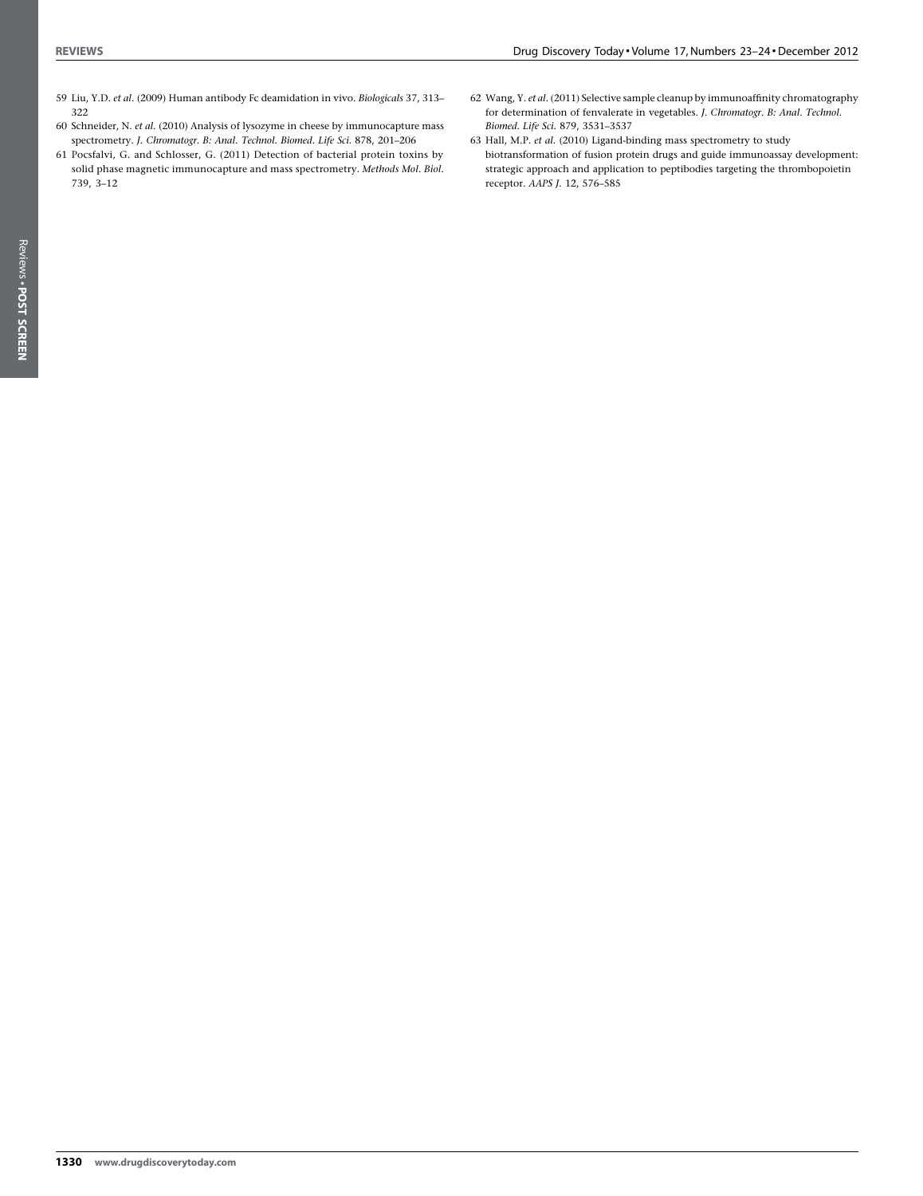59 Liu, Y.D. *et al*. (2009) Human antibody Fc deamidation in vivo. *Biologicals* 37, 313–322

60 Schneider, N. *et al*. (2010) Analysis of lysozyme in cheese by immunocapture mass spectrometry. *J. Chromatogr. B: Anal. Technol. Biomed. Life Sci.* 878, 201–206

61 Pocsfalvi, G. and Schlosser, G. (2011) Detection of bacterial protein toxins by solid phase magnetic immunocapture and mass spectrometry. *Methods Mol. Biol.* 739, 3–12

62 Wang, Y. *et al*. (2011) Selective sample cleanup by immunoaffinity chromatography for determination of fenvalerate in vegetables. *J. Chromatogr. B: Anal. Technol. Biomed. Life Sci.* 879, 3531–3537

63 Hall, M.P. *et al*. (2010) Ligand-binding mass spectrometry to study biotransformation of fusion protein drugs and guide immunoassay development: strategic approach and application to peptibodies targeting the thrombopoietin receptor. *AAPS J.* 12, 576–585